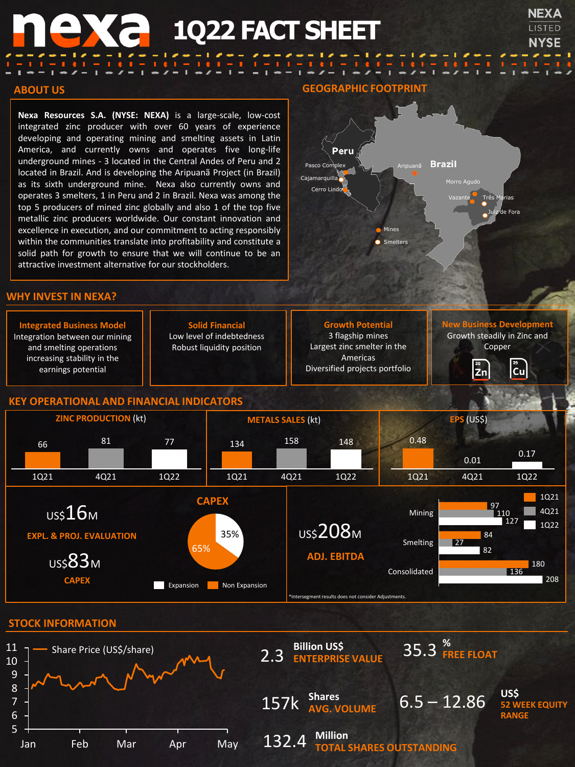# nexa 1Q22 FACT SHEET

NEXA LISTED NYSE

## ABOUT US

**Nexa Resources S.A. (NYSE: NEXA)** is a large-scale, low-cost integrated zinc producer with over 60 years of experience developing and operating mining and smelting assets in Latin America, and currently owns and operates five long-life underground mines - 3 located in the Central Andes of Peru and 2 located in Brazil. And is developing the Aripuanã Project (in Brazil) as its sixth underground mine. Nexa also currently owns and operates 3 smelters, 1 in Peru and 2 in Brazil. Nexa was among the top 5 producers of mined zinc globally and also 1 of the top five metallic zinc producers worldwide. Our constant innovation and excellence in execution, and our commitment to acting responsibly within the communities translate into profitability and constitute a solid path for growth to ensure that we will continue to be an attractive investment alternative for our stockholders.

## GEOGRAPHIC FOOTPRINT

Peru
Pasco Complex
Cajamarquilla
Cerro Lindo
Aripuanã
Brazil
Morro Agudo
Vazante
Três Marias
Juiz de Fora
Mines
Smelters

## WHY INVEST IN NEXA?

**Integrated Business Model**
Integration between our mining and smelting operations increasing stability in the earnings potential

**Solid Financial**
Low level of indebtedness
Robust liquidity position

**Growth Potential**
3 flagship mines
Largest zinc smelter in the Americas
Diversified projects portfolio

**New Business Development**
Growth steadily in Zinc and Copper

Zn Cu

## KEY OPERATIONAL AND FINANCIAL INDICATORS

**ZINC PRODUCTION (kt)**
66 81 77
1Q21 4Q21 1Q22

**METALS SALES (kt)**
134 158 148
1Q21 4Q21 1Q22

**EPS (US$)**
0.48 0.01 0.17
1Q21 4Q21 1Q22

US$16M
**EXPL. & PROJ. EVALUATION**

US$83M
**CAPEX**

**CAPEX**
35%
65%
Expansion
Non Expansion

US$208M
**ADJ. EBITDA**

Mining: 97, 110, 127
Smelting: 84, 27, 82
Consolidated: 180, 136, 208
1Q21 4Q21 1Q22

*Intersegment results does not consider Adjustments.

## STOCK INFORMATION

Share Price (US$/share)
11 10 9 8 7 6 5
Jan Feb Mar Apr May

2.3 Billion US$ **ENTERPRISE VALUE**

35.3 % **FREE FLOAT**

157k Shares **AVG. VOLUME**

6.5 – 12.86 US$ **52 WEEK EQUITY RANGE**

132.4 Million **TOTAL SHARES OUTSTANDING**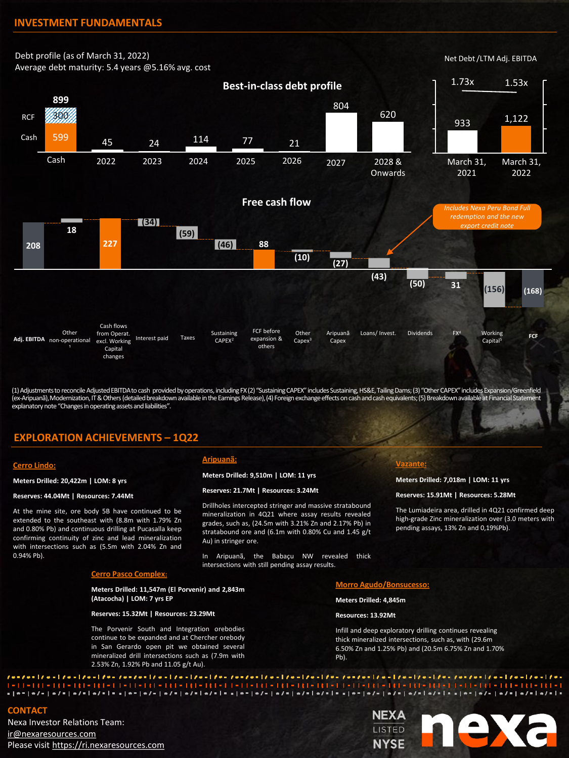## INVESTMENT FUNDAMENTALS

Debt profile (as of March 31, 2022)
Average debt maturity: 5.4 years @5.16% avg. cost

**Best-in-class debt profile**

RCF 300
Cash 599
899
Cash
45
2022
24
2023
114
2024
77
2025
21
2026
804
2027
620
2028 & Onwards

Net Debt /LTM Adj. EBITDA

1.73x
1.53x
933
March 31, 2021
1,122
March 31, 2022

**Free cash flow**

*Includes Nexa Peru Bond Full redemption and the new export credit note*

208
Adj. EBITDA
18
Other non-operational[1]
227
Cash flows from Operat. excl. Working Capital changes
(34)
Interest paid
(59)
Taxes
(46)
Sustaining CAPEX[2]
88
FCF before expansion & others
(10)
Other Capex[3]
(27)
Aripuanã Capex
(43)
Loans/ Invest.
(50)
Dividends
31
FX[4]
(156)
Working Capital[5]
(168)
FCF

(1) Adjustments to reconcile Adjusted EBITDA to cash provided by operations, including FX (2) "Sustaining CAPEX" includes Sustaining, HS&E, Tailing Dams; (3) "Other CAPEX" includes Expansion/Greenfield (ex-Aripuanã), Modernization, IT & Others (detailed breakdown available in the Earnings Release), (4) Foreign exchange effects on cash and cash equivalents; (5) Breakdown available at Financial Statement explanatory note "Changes in operating assets and liabilities".

## EXPLORATION ACHIEVEMENTS – 1Q22

### Cerro Lindo:

**Meters Drilled: 20,422m | LOM: 8 yrs**

**Reserves: 44.04Mt | Resources: 7.44Mt**

At the mine site, ore body 5B have continued to be extended to the southeast with (8.8m with 1.79% Zn and 0.80% Pb) and continuous drilling at Pucasalla keep confirming continuity of zinc and lead mineralization with intersections such as (5.5m with 2.04% Zn and 0.94% Pb).

### Aripuanã:

**Meters Drilled: 9,510m | LOM: 11 yrs**

**Reserves: 21.7Mt | Resources: 3.24Mt**

Drillholes intercepted stringer and massive stratabound mineralization in 4Q21 where assay results revealed grades, such as, (24.5m with 3.21% Zn and 2.17% Pb) in stratabound ore and (6.1m with 0.80% Cu and 1.45 g/t Au) in stringer ore.

In Aripuanã, the Babaçu NW revealed thick intersections with still pending assay results.

### Vazante:

**Meters Drilled: 7,018m | LOM: 11 yrs**

**Reserves: 15.91Mt | Resources: 5.28Mt**

The Lumiadeira area, drilled in 4Q21 confirmed deep high-grade Zinc mineralization over (3.0 meters with pending assays, 13% Zn and 0,19%Pb).

### Cerro Pasco Complex:

**Meters Drilled: 11,547m (El Porvenir) and 2,843m (Atacocha) | LOM: 7 yrs EP**

**Reserves: 15.32Mt | Resources: 23.29Mt**

The Porvenir South and Integration orebodies continue to be expanded and at Chercher orebody in San Gerardo open pit we obtained several mineralized drill intersections such as (7.9m with 2.53% Zn, 1.92% Pb and 11.05 g/t Au).

### Morro Agudo/Bonsucesso:

**Meters Drilled: 4,845m**

**Resources: 13.92Mt**

Infill and deep exploratory drilling continues revealing thick mineralized intersections, such as, with (29.6m 6.50% Zn and 1.25% Pb) and (20.5m 6.75% Zn and 1.70% Pb).

## CONTACT

Nexa Investor Relations Team:
ir@nexaresources.com
Please visit https://ri.nexaresources.com

NEXA LISTED NYSE